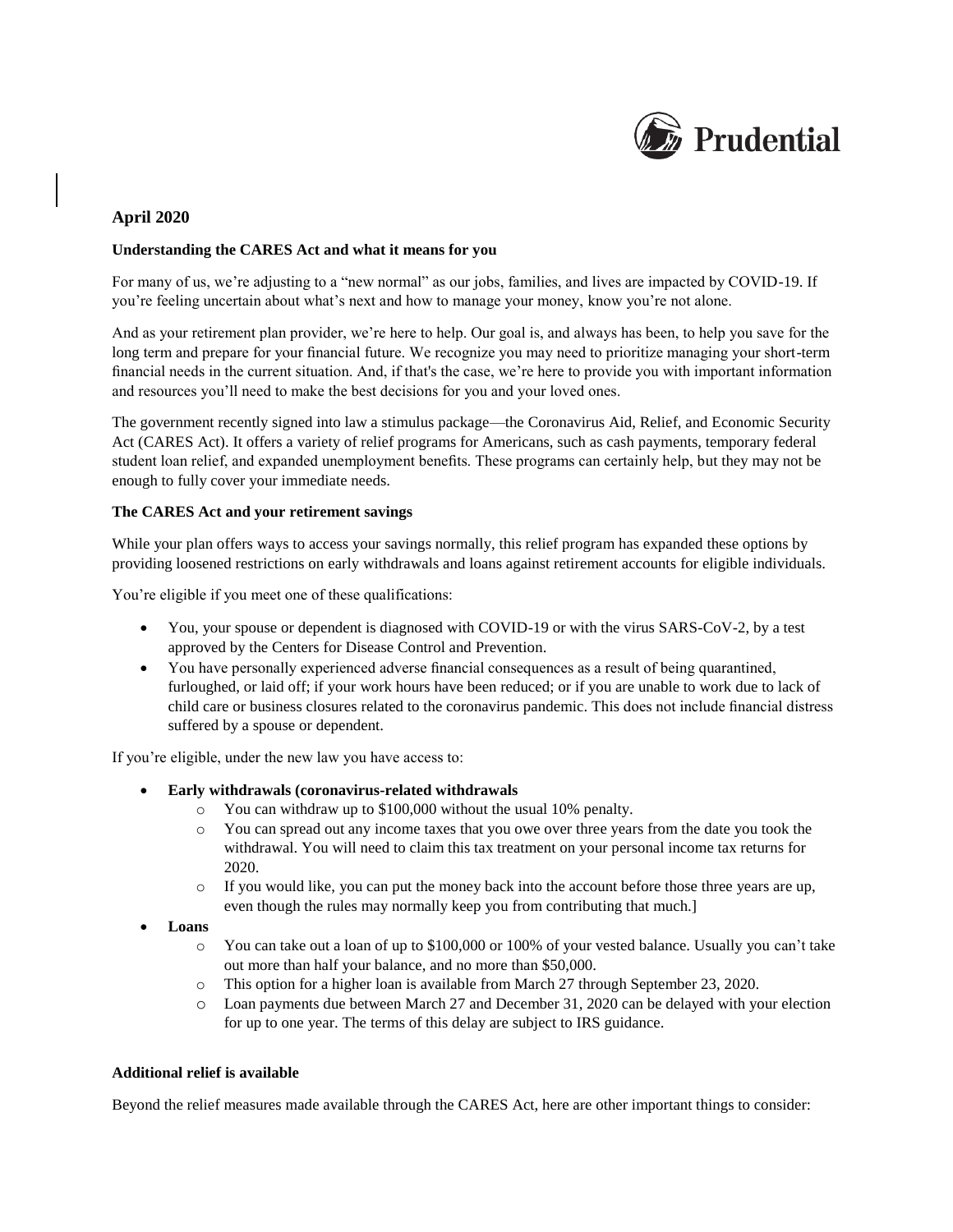**April 2020**

**Understanding the CARES Act and what it means for you**

For many of us, we're adjusting to a "new normal" as our jobs, families, and lives are impacted by COVID-19. If you're feeling uncertain about what's next and how to manage your money, know you're not alone.

And as your retirement plan provider, we're here to help. Our goal is, and always has been, to help you save for the long term and prepare for your financial future. We recognize you may need to prioritize managing your short-term financial needs in the current situation. And, if that's the case, we're here to provide you with important information and resources you'll need to make the best decisions for you and your loved ones.

The government recently signed into law a stimulus package—the Coronavirus Aid, Relief, and Economic Security Act (CARES Act). It offers a variety of relief programs for Americans, such as cash payments, temporary federal student loan relief, and expanded unemployment benefits. These programs can certainly help, but they may not be enough to fully cover your immediate needs.

**The CARES Act and your retirement savings**

While your plan offers ways to access your savings normally, this relief program has expanded these options by providing loosened restrictions on early withdrawals and loans against retirement accounts for eligible individuals.

You're eligible if you meet one of these qualifications:

- You, your spouse or dependent is diagnosed with COVID-19 or with the virus SARS-CoV-2, by a test approved by the Centers for Disease Control and Prevention.
- You have personally experienced adverse financial consequences as a result of being quarantined, furloughed, or laid off; if your work hours have been reduced; or if you are unable to work due to lack of child care or business closures related to the coronavirus pandemic. This does not include financial distress suffered by a spouse or dependent.

If you're eligible, under the new law you have access to:

- **Early withdrawals (coronavirus-related withdrawals**
  - You can withdraw up to $100,000 without the usual 10% penalty.
  - You can spread out any income taxes that you owe over three years from the date you took the withdrawal. You will need to claim this tax treatment on your personal income tax returns for 2020.
  - If you would like, you can put the money back into the account before those three years are up, even though the rules may normally keep you from contributing that much.]
- **Loans**
  - You can take out a loan of up to $100,000 or 100% of your vested balance. Usually you can't take out more than half your balance, and no more than $50,000.
  - This option for a higher loan is available from March 27 through September 23, 2020.
  - Loan payments due between March 27 and December 31, 2020 can be delayed with your election for up to one year. The terms of this delay are subject to IRS guidance.

**Additional relief is available**

Beyond the relief measures made available through the CARES Act, here are other important things to consider: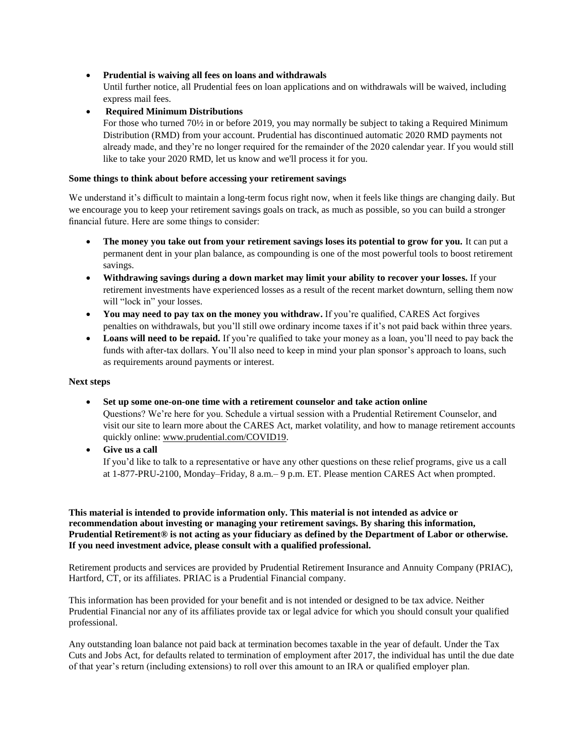- **Prudential is waiving all fees on loans and withdrawals**
  Until further notice, all Prudential fees on loan applications and on withdrawals will be waived, including express mail fees.
- **Required Minimum Distributions**
  For those who turned 70½ in or before 2019, you may normally be subject to taking a Required Minimum Distribution (RMD) from your account. Prudential has discontinued automatic 2020 RMD payments not already made, and they're no longer required for the remainder of the 2020 calendar year. If you would still like to take your 2020 RMD, let us know and we'll process it for you.

**Some things to think about before accessing your retirement savings**

We understand it's difficult to maintain a long-term focus right now, when it feels like things are changing daily. But we encourage you to keep your retirement savings goals on track, as much as possible, so you can build a stronger financial future. Here are some things to consider:

- **The money you take out from your retirement savings loses its potential to grow for you.** It can put a permanent dent in your plan balance, as compounding is one of the most powerful tools to boost retirement savings.
- **Withdrawing savings during a down market may limit your ability to recover your losses.** If your retirement investments have experienced losses as a result of the recent market downturn, selling them now will "lock in" your losses.
- **You may need to pay tax on the money you withdraw.** If you're qualified, CARES Act forgives penalties on withdrawals, but you'll still owe ordinary income taxes if it's not paid back within three years.
- **Loans will need to be repaid.** If you're qualified to take your money as a loan, you'll need to pay back the funds with after-tax dollars. You'll also need to keep in mind your plan sponsor's approach to loans, such as requirements around payments or interest.

**Next steps**

- **Set up some one-on-one time with a retirement counselor and take action online**
  Questions? We're here for you. Schedule a virtual session with a Prudential Retirement Counselor, and visit our site to learn more about the CARES Act, market volatility, and how to manage retirement accounts quickly online: www.prudential.com/COVID19.
- **Give us a call**
  If you'd like to talk to a representative or have any other questions on these relief programs, give us a call at 1-877-PRU-2100, Monday–Friday, 8 a.m.– 9 p.m. ET. Please mention CARES Act when prompted.

**This material is intended to provide information only. This material is not intended as advice or recommendation about investing or managing your retirement savings. By sharing this information, Prudential Retirement® is not acting as your fiduciary as defined by the Department of Labor or otherwise. If you need investment advice, please consult with a qualified professional.**

Retirement products and services are provided by Prudential Retirement Insurance and Annuity Company (PRIAC), Hartford, CT, or its affiliates. PRIAC is a Prudential Financial company.

This information has been provided for your benefit and is not intended or designed to be tax advice. Neither Prudential Financial nor any of its affiliates provide tax or legal advice for which you should consult your qualified professional.

Any outstanding loan balance not paid back at termination becomes taxable in the year of default. Under the Tax Cuts and Jobs Act, for defaults related to termination of employment after 2017, the individual has until the due date of that year's return (including extensions) to roll over this amount to an IRA or qualified employer plan.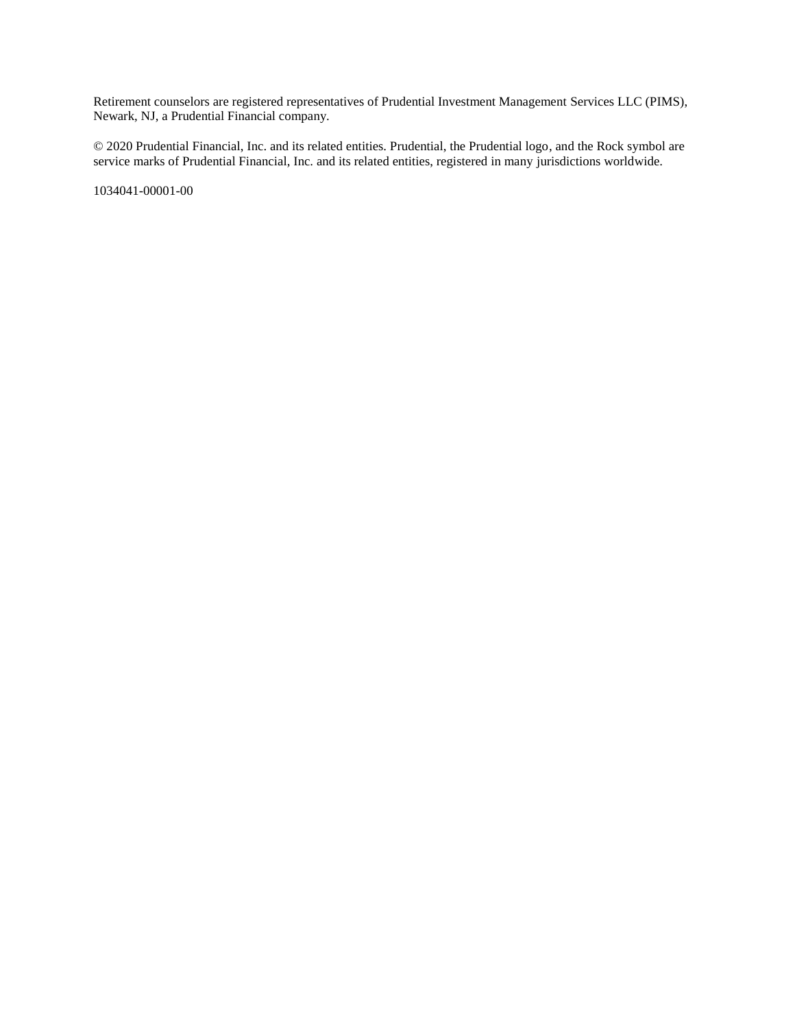Retirement counselors are registered representatives of Prudential Investment Management Services LLC (PIMS), Newark, NJ, a Prudential Financial company.

© 2020 Prudential Financial, Inc. and its related entities. Prudential, the Prudential logo, and the Rock symbol are service marks of Prudential Financial, Inc. and its related entities, registered in many jurisdictions worldwide.

1034041-00001-00